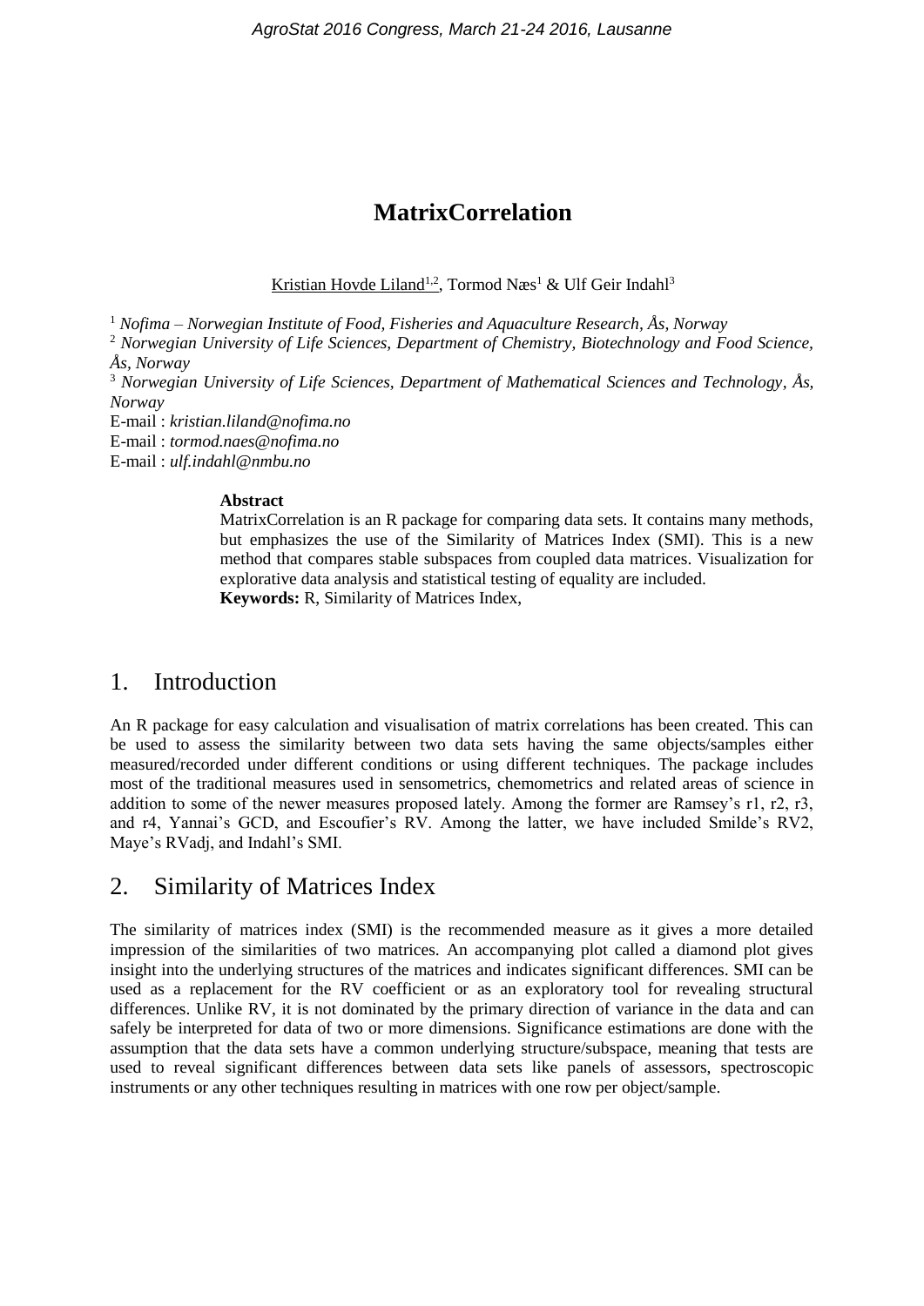# MatrixCorrelation

Kristian Hovde Liland[1,2], Tormod Næs[1] & Ulf Geir Indahl[3]

[1] *Nofima – Norwegian Institute of Food, Fisheries and Aquaculture Research, Ås, Norway*
[2] *Norwegian University of Life Sciences, Department of Chemistry, Biotechnology and Food Science, Ås, Norway*
[3] *Norwegian University of Life Sciences, Department of Mathematical Sciences and Technology, Ås, Norway*
E-mail : *kristian.liland@nofima.no*
E-mail : *tormod.naes@nofima.no*
E-mail : *ulf.indahl@nmbu.no*

**Abstract**
MatrixCorrelation is an R package for comparing data sets. It contains many methods, but emphasizes the use of the Similarity of Matrices Index (SMI). This is a new method that compares stable subspaces from coupled data matrices. Visualization for explorative data analysis and statistical testing of equality are included.
**Keywords:** R, Similarity of Matrices Index,

## 1. Introduction

An R package for easy calculation and visualisation of matrix correlations has been created. This can be used to assess the similarity between two data sets having the same objects/samples either measured/recorded under different conditions or using different techniques. The package includes most of the traditional measures used in sensometrics, chemometrics and related areas of science in addition to some of the newer measures proposed lately. Among the former are Ramsey's r1, r2, r3, and r4, Yannai's GCD, and Escoufier's RV. Among the latter, we have included Smilde's RV2, Maye's RVadj, and Indahl's SMI.

## 2. Similarity of Matrices Index

The similarity of matrices index (SMI) is the recommended measure as it gives a more detailed impression of the similarities of two matrices. An accompanying plot called a diamond plot gives insight into the underlying structures of the matrices and indicates significant differences. SMI can be used as a replacement for the RV coefficient or as an exploratory tool for revealing structural differences. Unlike RV, it is not dominated by the primary direction of variance in the data and can safely be interpreted for data of two or more dimensions. Significance estimations are done with the assumption that the data sets have a common underlying structure/subspace, meaning that tests are used to reveal significant differences between data sets like panels of assessors, spectroscopic instruments or any other techniques resulting in matrices with one row per object/sample.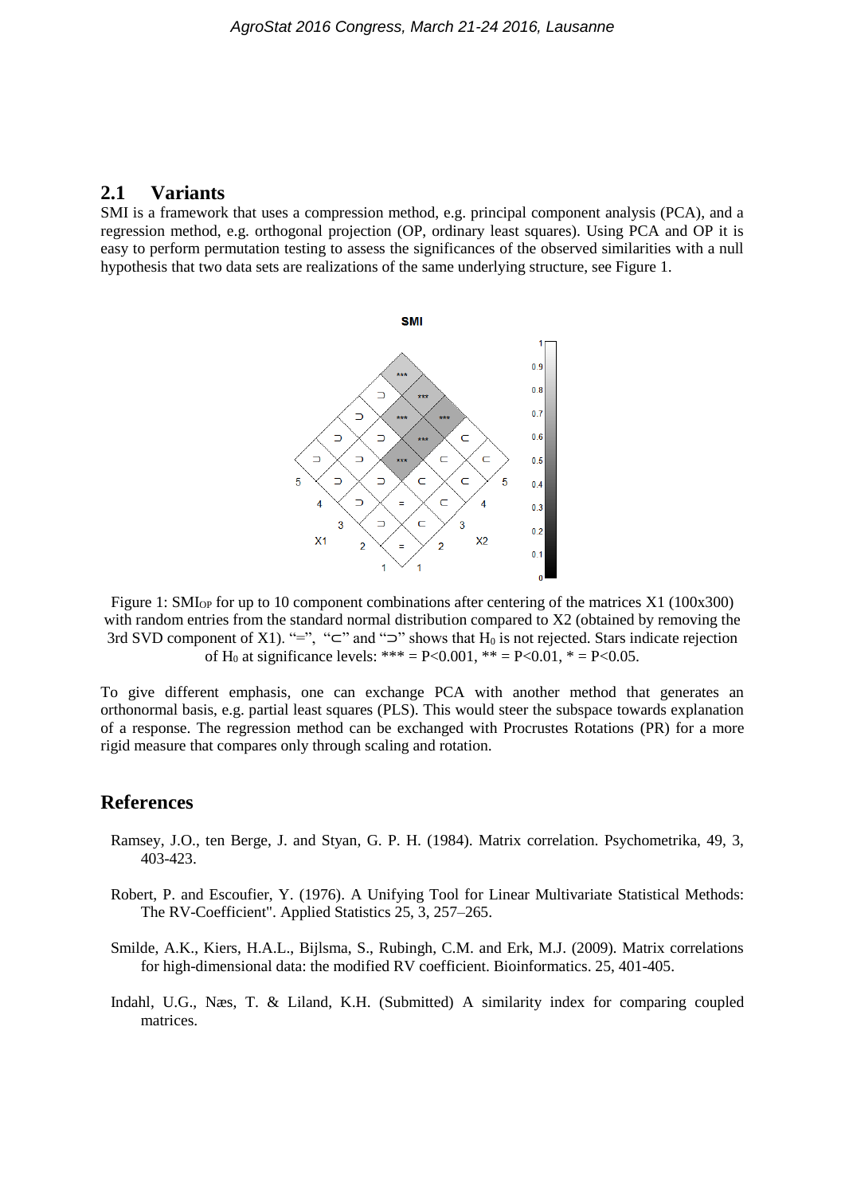## 2.1 Variants

SMI is a framework that uses a compression method, e.g. principal component analysis (PCA), and a regression method, e.g. orthogonal projection (OP, ordinary least squares). Using PCA and OP it is easy to perform permutation testing to assess the significances of the observed similarities with a null hypothesis that two data sets are realizations of the same underlying structure, see Figure 1.

SMI

Figure 1: $SMI_{OP}$ for up to 10 component combinations after centering of the matrices X1 (100x300) with random entries from the standard normal distribution compared to X2 (obtained by removing the 3rd SVD component of X1). "=", "⊂" and "⊃" shows that $H_0$ is not rejected. Stars indicate rejection of $H_0$ at significance levels: *** = P<0.001, ** = P<0.01, * = P<0.05.

To give different emphasis, one can exchange PCA with another method that generates an orthonormal basis, e.g. partial least squares (PLS). This would steer the subspace towards explanation of a response. The regression method can be exchanged with Procrustes Rotations (PR) for a more rigid measure that compares only through scaling and rotation.

## References

Ramsey, J.O., ten Berge, J. and Styan, G. P. H. (1984). Matrix correlation. Psychometrika, 49, 3, 403-423.

Robert, P. and Escoufier, Y. (1976). A Unifying Tool for Linear Multivariate Statistical Methods: The RV-Coefficient". Applied Statistics 25, 3, 257–265.

Smilde, A.K., Kiers, H.A.L., Bijlsma, S., Rubingh, C.M. and Erk, M.J. (2009). Matrix correlations for high-dimensional data: the modified RV coefficient. Bioinformatics. 25, 401-405.

Indahl, U.G., Næs, T. & Liland, K.H. (Submitted) A similarity index for comparing coupled matrices.